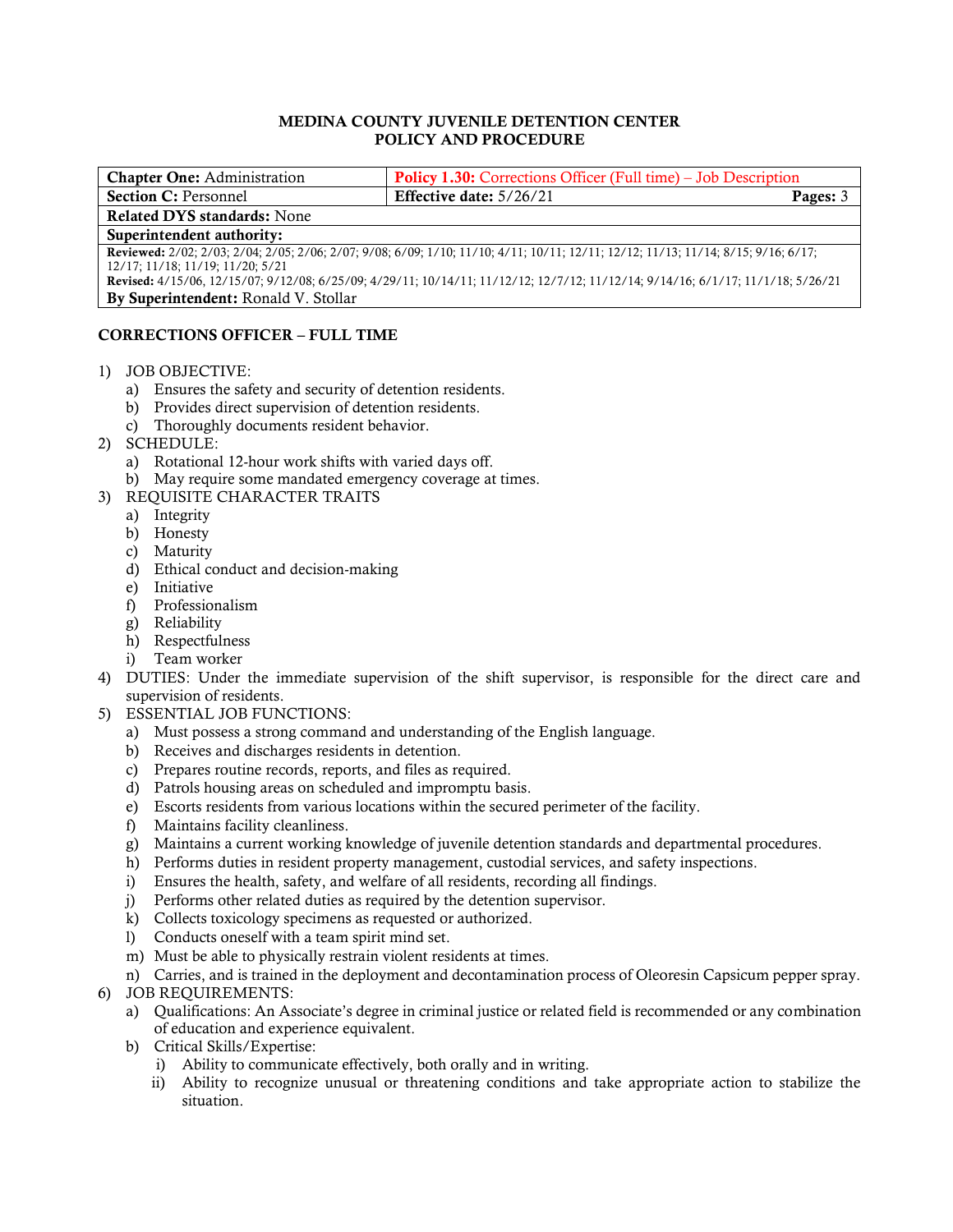**MEDINA COUNTY JUVENILE DETENTION CENTER**
**POLICY AND PROCEDURE**

| | |
|---|---|
| **Chapter One:** Administration | **Policy 1.30:** Corrections Officer (Full time) – Job Description |
| **Section C:** Personnel | **Effective date:** 5/26/21 **Pages:** 3 |
| **Related DYS standards:** None | |
| **Superintendent authority:** | |
| **Reviewed:** 2/02; 2/03; 2/04; 2/05; 2/06; 2/07; 9/08; 6/09; 1/10; 11/10; 4/11; 10/11; 12/11; 12/12; 11/13; 11/14; 8/15; 9/16; 6/17; 12/17; 11/18; 11/19; 11/20; 5/21 **Revised:** 4/15/06, 12/15/07; 9/12/08; 6/25/09; 4/29/11; 10/14/11; 11/12/12; 12/7/12; 11/12/14; 9/14/16; 6/1/17; 11/1/18; 5/26/21 | |
| **By Superintendent:** Ronald V. Stollar | |

## CORRECTIONS OFFICER – FULL TIME

1) JOB OBJECTIVE:
   a) Ensures the safety and security of detention residents.
   b) Provides direct supervision of detention residents.
   c) Thoroughly documents resident behavior.
2) SCHEDULE:
   a) Rotational 12-hour work shifts with varied days off.
   b) May require some mandated emergency coverage at times.
3) REQUISITE CHARACTER TRAITS
   a) Integrity
   b) Honesty
   c) Maturity
   d) Ethical conduct and decision-making
   e) Initiative
   f) Professionalism
   g) Reliability
   h) Respectfulness
   i) Team worker
4) DUTIES: Under the immediate supervision of the shift supervisor, is responsible for the direct care and supervision of residents.
5) ESSENTIAL JOB FUNCTIONS:
   a) Must possess a strong command and understanding of the English language.
   b) Receives and discharges residents in detention.
   c) Prepares routine records, reports, and files as required.
   d) Patrols housing areas on scheduled and impromptu basis.
   e) Escorts residents from various locations within the secured perimeter of the facility.
   f) Maintains facility cleanliness.
   g) Maintains a current working knowledge of juvenile detention standards and departmental procedures.
   h) Performs duties in resident property management, custodial services, and safety inspections.
   i) Ensures the health, safety, and welfare of all residents, recording all findings.
   j) Performs other related duties as required by the detention supervisor.
   k) Collects toxicology specimens as requested or authorized.
   l) Conducts oneself with a team spirit mind set.
   m) Must be able to physically restrain violent residents at times.
   n) Carries, and is trained in the deployment and decontamination process of Oleoresin Capsicum pepper spray.
6) JOB REQUIREMENTS:
   a) Qualifications: An Associate's degree in criminal justice or related field is recommended or any combination of education and experience equivalent.
   b) Critical Skills/Expertise:
      i) Ability to communicate effectively, both orally and in writing.
      ii) Ability to recognize unusual or threatening conditions and take appropriate action to stabilize the situation.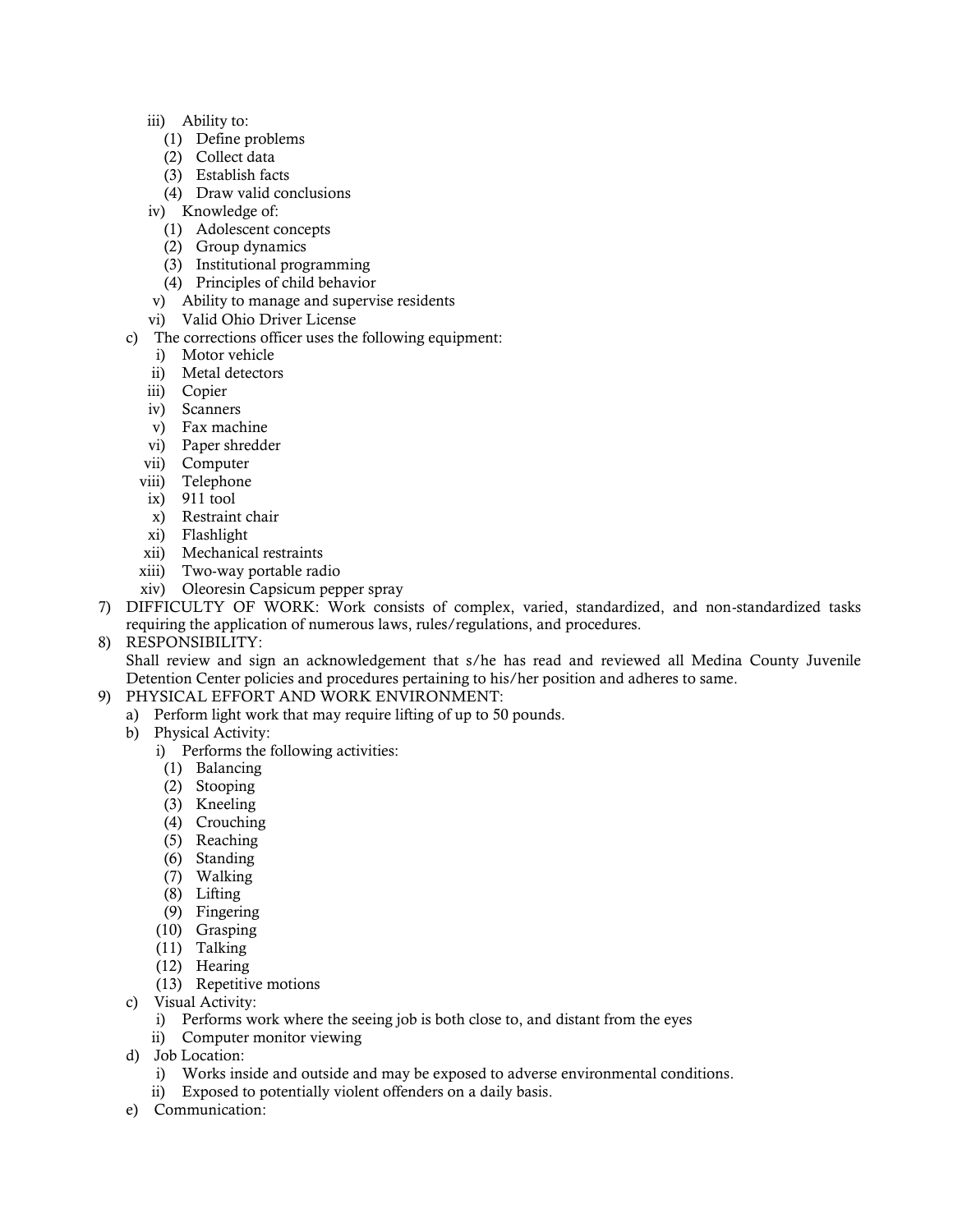iii) Ability to:
   (1) Define problems
   (2) Collect data
   (3) Establish facts
   (4) Draw valid conclusions

iv) Knowledge of:
   (1) Adolescent concepts
   (2) Group dynamics
   (3) Institutional programming
   (4) Principles of child behavior

v) Ability to manage and supervise residents

vi) Valid Ohio Driver License

c) The corrections officer uses the following equipment:
   i) Motor vehicle
   ii) Metal detectors
   iii) Copier
   iv) Scanners
   v) Fax machine
   vi) Paper shredder
   vii) Computer
   viii) Telephone
   ix) 911 tool
   x) Restraint chair
   xi) Flashlight
   xii) Mechanical restraints
   xiii) Two-way portable radio
   xiv) Oleoresin Capsicum pepper spray

7) DIFFICULTY OF WORK: Work consists of complex, varied, standardized, and non-standardized tasks requiring the application of numerous laws, rules/regulations, and procedures.

8) RESPONSIBILITY:
Shall review and sign an acknowledgement that s/he has read and reviewed all Medina County Juvenile Detention Center policies and procedures pertaining to his/her position and adheres to same.

9) PHYSICAL EFFORT AND WORK ENVIRONMENT:
   a) Perform light work that may require lifting of up to 50 pounds.
   b) Physical Activity:
      i) Performs the following activities:
         (1) Balancing
         (2) Stooping
         (3) Kneeling
         (4) Crouching
         (5) Reaching
         (6) Standing
         (7) Walking
         (8) Lifting
         (9) Fingering
         (10) Grasping
         (11) Talking
         (12) Hearing
         (13) Repetitive motions
   c) Visual Activity:
      i) Performs work where the seeing job is both close to, and distant from the eyes
      ii) Computer monitor viewing
   d) Job Location:
      i) Works inside and outside and may be exposed to adverse environmental conditions.
      ii) Exposed to potentially violent offenders on a daily basis.
   e) Communication: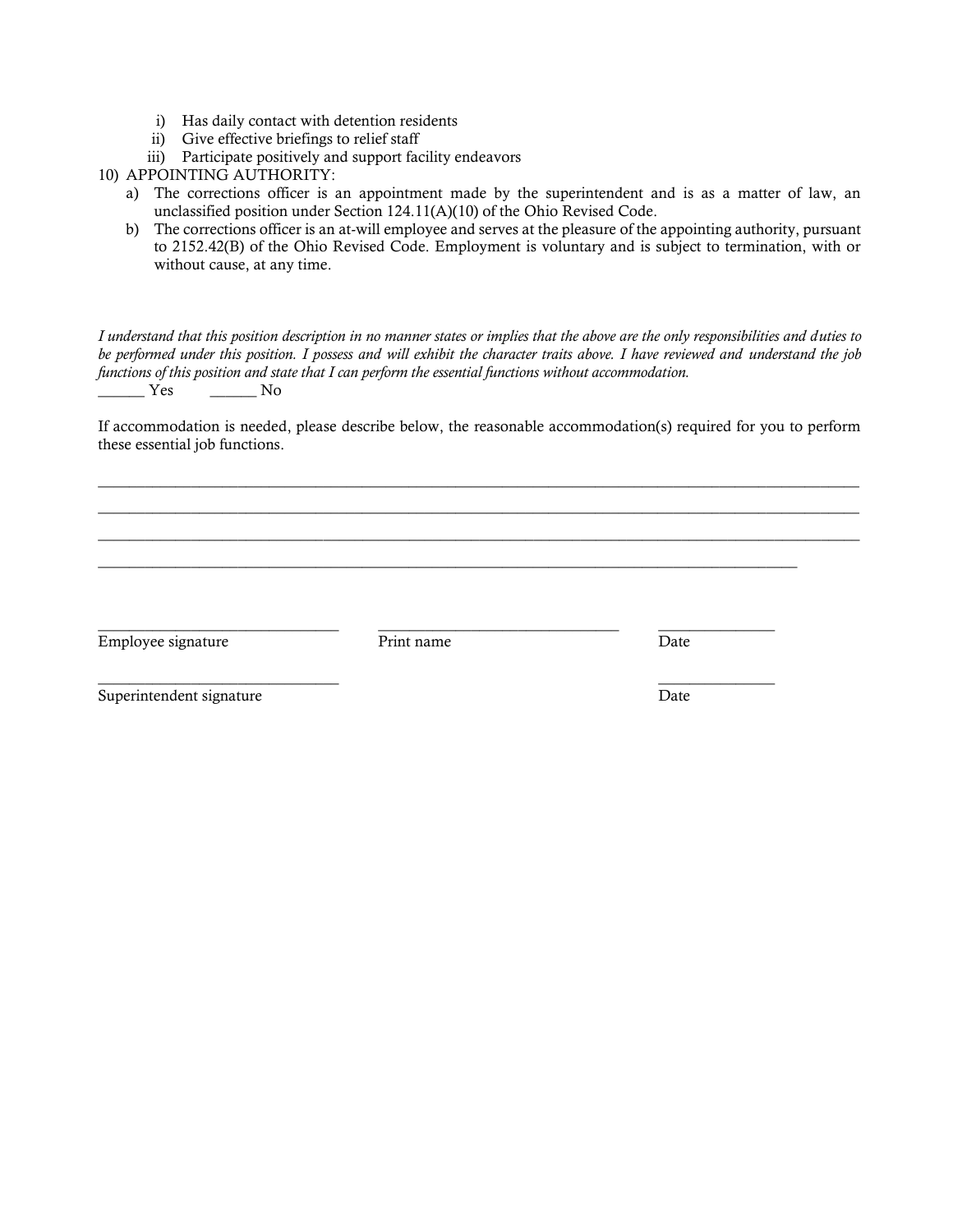i) Has daily contact with detention residents
   ii) Give effective briefings to relief staff
   iii) Participate positively and support facility endeavors

10) APPOINTING AUTHORITY:
   a) The corrections officer is an appointment made by the superintendent and is as a matter of law, an unclassified position under Section 124.11(A)(10) of the Ohio Revised Code.
   b) The corrections officer is an at-will employee and serves at the pleasure of the appointing authority, pursuant to 2152.42(B) of the Ohio Revised Code. Employment is voluntary and is subject to termination, with or without cause, at any time.

*I understand that this position description in no manner states or implies that the above are the only responsibilities and duties to be performed under this position. I possess and will exhibit the character traits above. I have reviewed and understand the job functions of this position and state that I can perform the essential functions without accommodation.*

______ Yes  ______ No

If accommodation is needed, please describe below, the reasonable accommodation(s) required for you to perform these essential job functions.

______________________________________________________________________________

______________________________________________________________________________

______________________________________________________________________________

______________________________________________________________________________

______________________________ ______________________________ ______________

Employee signature  Print name  Date

______________________________ ______________

Superintendent signature  Date